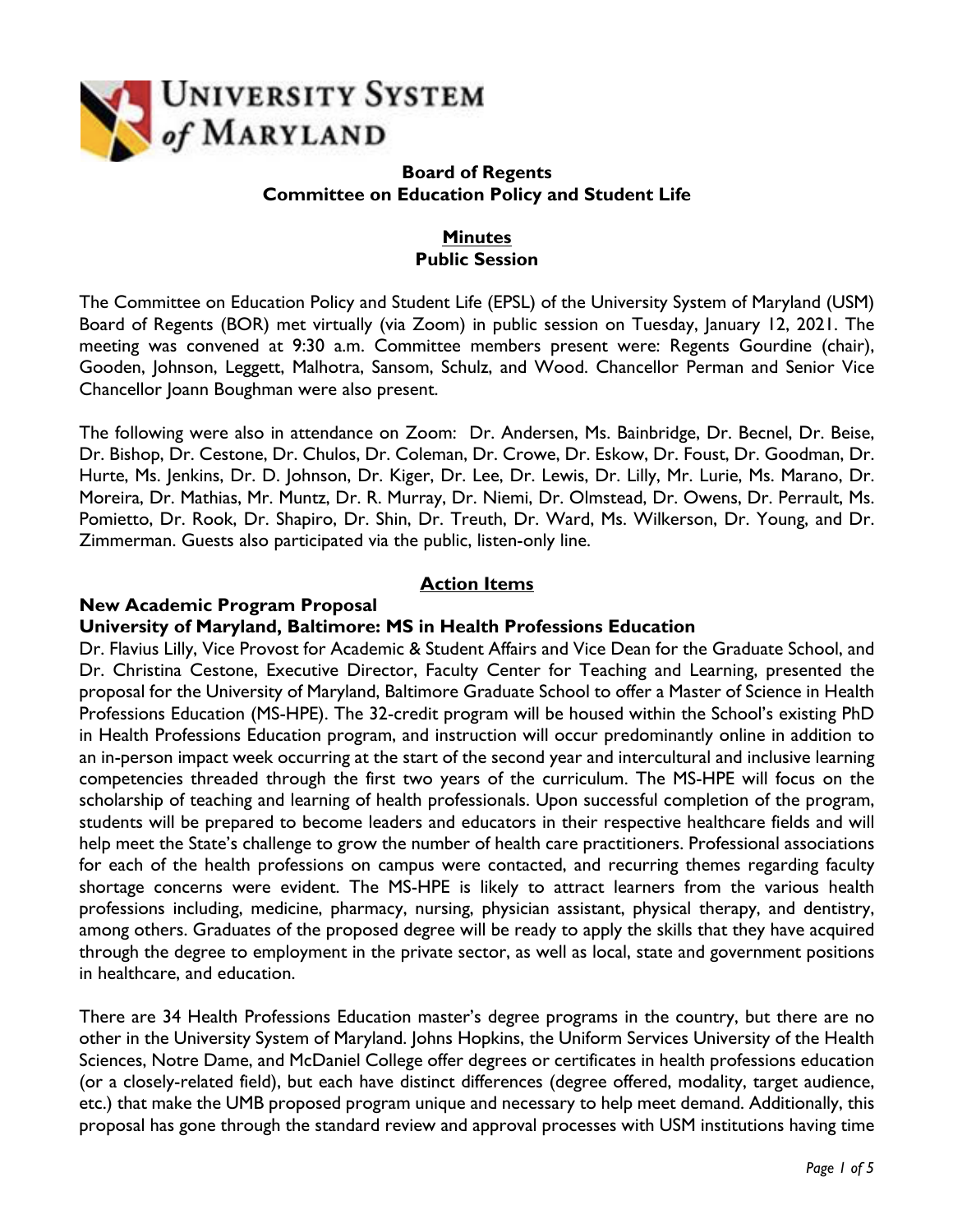# University System of Maryland

**Board of Regents**
**Committee on Education Policy and Student Life**

**Minutes**
**Public Session**

The Committee on Education Policy and Student Life (EPSL) of the University System of Maryland (USM) Board of Regents (BOR) met virtually (via Zoom) in public session on Tuesday, January 12, 2021. The meeting was convened at 9:30 a.m. Committee members present were: Regents Gourdine (chair), Gooden, Johnson, Leggett, Malhotra, Sansom, Schulz, and Wood. Chancellor Perman and Senior Vice Chancellor Joann Boughman were also present.

The following were also in attendance on Zoom: Dr. Andersen, Ms. Bainbridge, Dr. Becnel, Dr. Beise, Dr. Bishop, Dr. Cestone, Dr. Chulos, Dr. Coleman, Dr. Crowe, Dr. Eskow, Dr. Foust, Dr. Goodman, Dr. Hurte, Ms. Jenkins, Dr. D. Johnson, Dr. Kiger, Dr. Lee, Dr. Lewis, Dr. Lilly, Mr. Lurie, Ms. Marano, Dr. Moreira, Dr. Mathias, Mr. Muntz, Dr. R. Murray, Dr. Niemi, Dr. Olmstead, Dr. Owens, Dr. Perrault, Ms. Pomietto, Dr. Rook, Dr. Shapiro, Dr. Shin, Dr. Treuth, Dr. Ward, Ms. Wilkerson, Dr. Young, and Dr. Zimmerman. Guests also participated via the public, listen-only line.

## Action Items

**New Academic Program Proposal**
**University of Maryland, Baltimore: MS in Health Professions Education**

Dr. Flavius Lilly, Vice Provost for Academic & Student Affairs and Vice Dean for the Graduate School, and Dr. Christina Cestone, Executive Director, Faculty Center for Teaching and Learning, presented the proposal for the University of Maryland, Baltimore Graduate School to offer a Master of Science in Health Professions Education (MS-HPE). The 32-credit program will be housed within the School's existing PhD in Health Professions Education program, and instruction will occur predominantly online in addition to an in-person impact week occurring at the start of the second year and intercultural and inclusive learning competencies threaded through the first two years of the curriculum. The MS-HPE will focus on the scholarship of teaching and learning of health professionals. Upon successful completion of the program, students will be prepared to become leaders and educators in their respective healthcare fields and will help meet the State's challenge to grow the number of health care practitioners. Professional associations for each of the health professions on campus were contacted, and recurring themes regarding faculty shortage concerns were evident. The MS-HPE is likely to attract learners from the various health professions including, medicine, pharmacy, nursing, physician assistant, physical therapy, and dentistry, among others. Graduates of the proposed degree will be ready to apply the skills that they have acquired through the degree to employment in the private sector, as well as local, state and government positions in healthcare, and education.

There are 34 Health Professions Education master's degree programs in the country, but there are no other in the University System of Maryland. Johns Hopkins, the Uniform Services University of the Health Sciences, Notre Dame, and McDaniel College offer degrees or certificates in health professions education (or a closely-related field), but each have distinct differences (degree offered, modality, target audience, etc.) that make the UMB proposed program unique and necessary to help meet demand. Additionally, this proposal has gone through the standard review and approval processes with USM institutions having time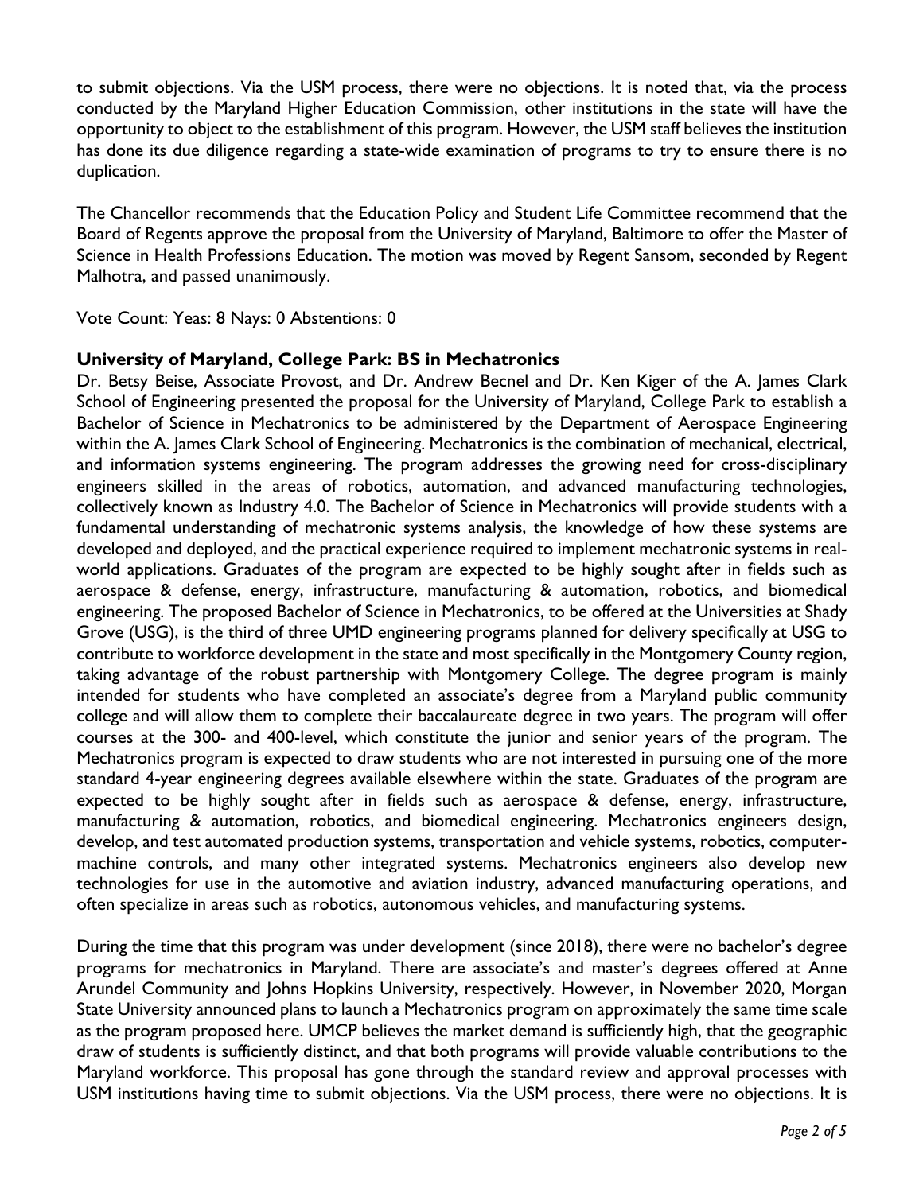to submit objections. Via the USM process, there were no objections. It is noted that, via the process conducted by the Maryland Higher Education Commission, other institutions in the state will have the opportunity to object to the establishment of this program. However, the USM staff believes the institution has done its due diligence regarding a state-wide examination of programs to try to ensure there is no duplication.

The Chancellor recommends that the Education Policy and Student Life Committee recommend that the Board of Regents approve the proposal from the University of Maryland, Baltimore to offer the Master of Science in Health Professions Education. The motion was moved by Regent Sansom, seconded by Regent Malhotra, and passed unanimously.

Vote Count: Yeas: 8 Nays: 0 Abstentions: 0

**University of Maryland, College Park: BS in Mechatronics**

Dr. Betsy Beise, Associate Provost, and Dr. Andrew Becnel and Dr. Ken Kiger of the A. James Clark School of Engineering presented the proposal for the University of Maryland, College Park to establish a Bachelor of Science in Mechatronics to be administered by the Department of Aerospace Engineering within the A. James Clark School of Engineering. Mechatronics is the combination of mechanical, electrical, and information systems engineering. The program addresses the growing need for cross-disciplinary engineers skilled in the areas of robotics, automation, and advanced manufacturing technologies, collectively known as Industry 4.0. The Bachelor of Science in Mechatronics will provide students with a fundamental understanding of mechatronic systems analysis, the knowledge of how these systems are developed and deployed, and the practical experience required to implement mechatronic systems in real-world applications. Graduates of the program are expected to be highly sought after in fields such as aerospace & defense, energy, infrastructure, manufacturing & automation, robotics, and biomedical engineering. The proposed Bachelor of Science in Mechatronics, to be offered at the Universities at Shady Grove (USG), is the third of three UMD engineering programs planned for delivery specifically at USG to contribute to workforce development in the state and most specifically in the Montgomery County region, taking advantage of the robust partnership with Montgomery College. The degree program is mainly intended for students who have completed an associate's degree from a Maryland public community college and will allow them to complete their baccalaureate degree in two years. The program will offer courses at the 300- and 400-level, which constitute the junior and senior years of the program. The Mechatronics program is expected to draw students who are not interested in pursuing one of the more standard 4-year engineering degrees available elsewhere within the state. Graduates of the program are expected to be highly sought after in fields such as aerospace & defense, energy, infrastructure, manufacturing & automation, robotics, and biomedical engineering. Mechatronics engineers design, develop, and test automated production systems, transportation and vehicle systems, robotics, computer-machine controls, and many other integrated systems. Mechatronics engineers also develop new technologies for use in the automotive and aviation industry, advanced manufacturing operations, and often specialize in areas such as robotics, autonomous vehicles, and manufacturing systems.

During the time that this program was under development (since 2018), there were no bachelor's degree programs for mechatronics in Maryland. There are associate's and master's degrees offered at Anne Arundel Community and Johns Hopkins University, respectively. However, in November 2020, Morgan State University announced plans to launch a Mechatronics program on approximately the same time scale as the program proposed here. UMCP believes the market demand is sufficiently high, that the geographic draw of students is sufficiently distinct, and that both programs will provide valuable contributions to the Maryland workforce. This proposal has gone through the standard review and approval processes with USM institutions having time to submit objections. Via the USM process, there were no objections. It is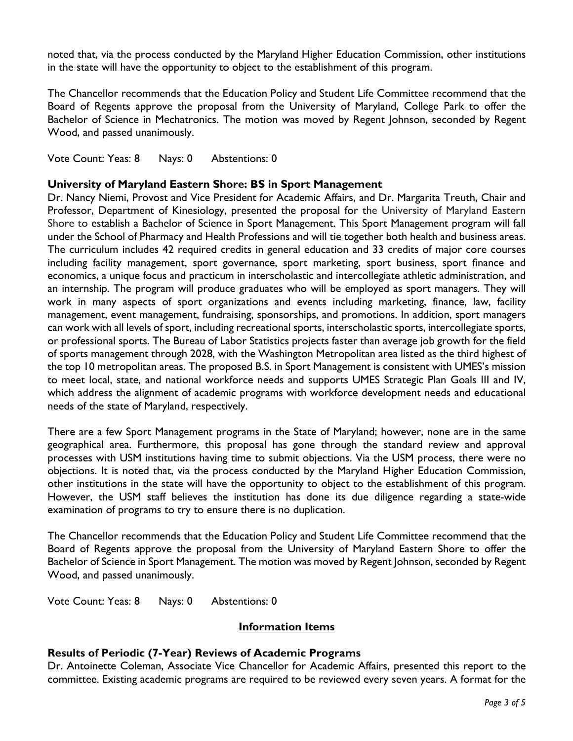noted that, via the process conducted by the Maryland Higher Education Commission, other institutions in the state will have the opportunity to object to the establishment of this program.

The Chancellor recommends that the Education Policy and Student Life Committee recommend that the Board of Regents approve the proposal from the University of Maryland, College Park to offer the Bachelor of Science in Mechatronics. The motion was moved by Regent Johnson, seconded by Regent Wood, and passed unanimously.

Vote Count: Yeas: 8 Nays: 0 Abstentions: 0

**University of Maryland Eastern Shore: BS in Sport Management**

Dr. Nancy Niemi, Provost and Vice President for Academic Affairs, and Dr. Margarita Treuth, Chair and Professor, Department of Kinesiology, presented the proposal for the University of Maryland Eastern Shore to establish a Bachelor of Science in Sport Management. This Sport Management program will fall under the School of Pharmacy and Health Professions and will tie together both health and business areas. The curriculum includes 42 required credits in general education and 33 credits of major core courses including facility management, sport governance, sport marketing, sport business, sport finance and economics, a unique focus and practicum in interscholastic and intercollegiate athletic administration, and an internship. The program will produce graduates who will be employed as sport managers. They will work in many aspects of sport organizations and events including marketing, finance, law, facility management, event management, fundraising, sponsorships, and promotions. In addition, sport managers can work with all levels of sport, including recreational sports, interscholastic sports, intercollegiate sports, or professional sports. The Bureau of Labor Statistics projects faster than average job growth for the field of sports management through 2028, with the Washington Metropolitan area listed as the third highest of the top 10 metropolitan areas. The proposed B.S. in Sport Management is consistent with UMES's mission to meet local, state, and national workforce needs and supports UMES Strategic Plan Goals III and IV, which address the alignment of academic programs with workforce development needs and educational needs of the state of Maryland, respectively.

There are a few Sport Management programs in the State of Maryland; however, none are in the same geographical area. Furthermore, this proposal has gone through the standard review and approval processes with USM institutions having time to submit objections. Via the USM process, there were no objections. It is noted that, via the process conducted by the Maryland Higher Education Commission, other institutions in the state will have the opportunity to object to the establishment of this program. However, the USM staff believes the institution has done its due diligence regarding a state-wide examination of programs to try to ensure there is no duplication.

The Chancellor recommends that the Education Policy and Student Life Committee recommend that the Board of Regents approve the proposal from the University of Maryland Eastern Shore to offer the Bachelor of Science in Sport Management. The motion was moved by Regent Johnson, seconded by Regent Wood, and passed unanimously.

Vote Count: Yeas: 8 Nays: 0 Abstentions: 0

## Information Items

**Results of Periodic (7-Year) Reviews of Academic Programs**

Dr. Antoinette Coleman, Associate Vice Chancellor for Academic Affairs, presented this report to the committee. Existing academic programs are required to be reviewed every seven years. A format for the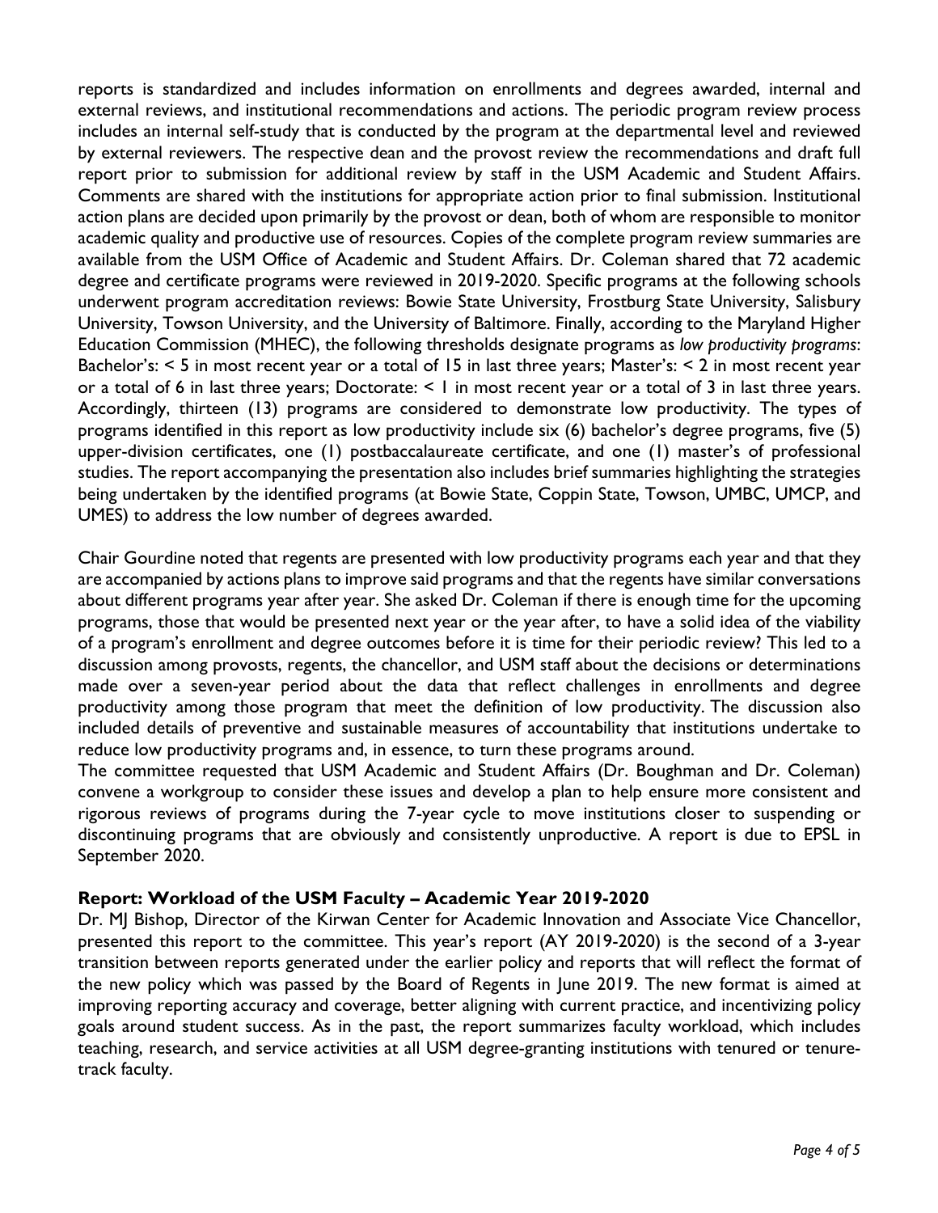reports is standardized and includes information on enrollments and degrees awarded, internal and external reviews, and institutional recommendations and actions. The periodic program review process includes an internal self-study that is conducted by the program at the departmental level and reviewed by external reviewers. The respective dean and the provost review the recommendations and draft full report prior to submission for additional review by staff in the USM Academic and Student Affairs. Comments are shared with the institutions for appropriate action prior to final submission. Institutional action plans are decided upon primarily by the provost or dean, both of whom are responsible to monitor academic quality and productive use of resources. Copies of the complete program review summaries are available from the USM Office of Academic and Student Affairs. Dr. Coleman shared that 72 academic degree and certificate programs were reviewed in 2019-2020. Specific programs at the following schools underwent program accreditation reviews: Bowie State University, Frostburg State University, Salisbury University, Towson University, and the University of Baltimore. Finally, according to the Maryland Higher Education Commission (MHEC), the following thresholds designate programs as *low productivity programs*: Bachelor's: < 5 in most recent year or a total of 15 in last three years; Master's: < 2 in most recent year or a total of 6 in last three years; Doctorate: < 1 in most recent year or a total of 3 in last three years. Accordingly, thirteen (13) programs are considered to demonstrate low productivity. The types of programs identified in this report as low productivity include six (6) bachelor's degree programs, five (5) upper-division certificates, one (1) postbaccalaureate certificate, and one (1) master's of professional studies. The report accompanying the presentation also includes brief summaries highlighting the strategies being undertaken by the identified programs (at Bowie State, Coppin State, Towson, UMBC, UMCP, and UMES) to address the low number of degrees awarded.

Chair Gourdine noted that regents are presented with low productivity programs each year and that they are accompanied by actions plans to improve said programs and that the regents have similar conversations about different programs year after year. She asked Dr. Coleman if there is enough time for the upcoming programs, those that would be presented next year or the year after, to have a solid idea of the viability of a program's enrollment and degree outcomes before it is time for their periodic review? This led to a discussion among provosts, regents, the chancellor, and USM staff about the decisions or determinations made over a seven-year period about the data that reflect challenges in enrollments and degree productivity among those program that meet the definition of low productivity. The discussion also included details of preventive and sustainable measures of accountability that institutions undertake to reduce low productivity programs and, in essence, to turn these programs around.

The committee requested that USM Academic and Student Affairs (Dr. Boughman and Dr. Coleman) convene a workgroup to consider these issues and develop a plan to help ensure more consistent and rigorous reviews of programs during the 7-year cycle to move institutions closer to suspending or discontinuing programs that are obviously and consistently unproductive. A report is due to EPSL in September 2020.

**Report: Workload of the USM Faculty – Academic Year 2019-2020**

Dr. MJ Bishop, Director of the Kirwan Center for Academic Innovation and Associate Vice Chancellor, presented this report to the committee. This year's report (AY 2019-2020) is the second of a 3-year transition between reports generated under the earlier policy and reports that will reflect the format of the new policy which was passed by the Board of Regents in June 2019. The new format is aimed at improving reporting accuracy and coverage, better aligning with current practice, and incentivizing policy goals around student success. As in the past, the report summarizes faculty workload, which includes teaching, research, and service activities at all USM degree-granting institutions with tenured or tenure-track faculty.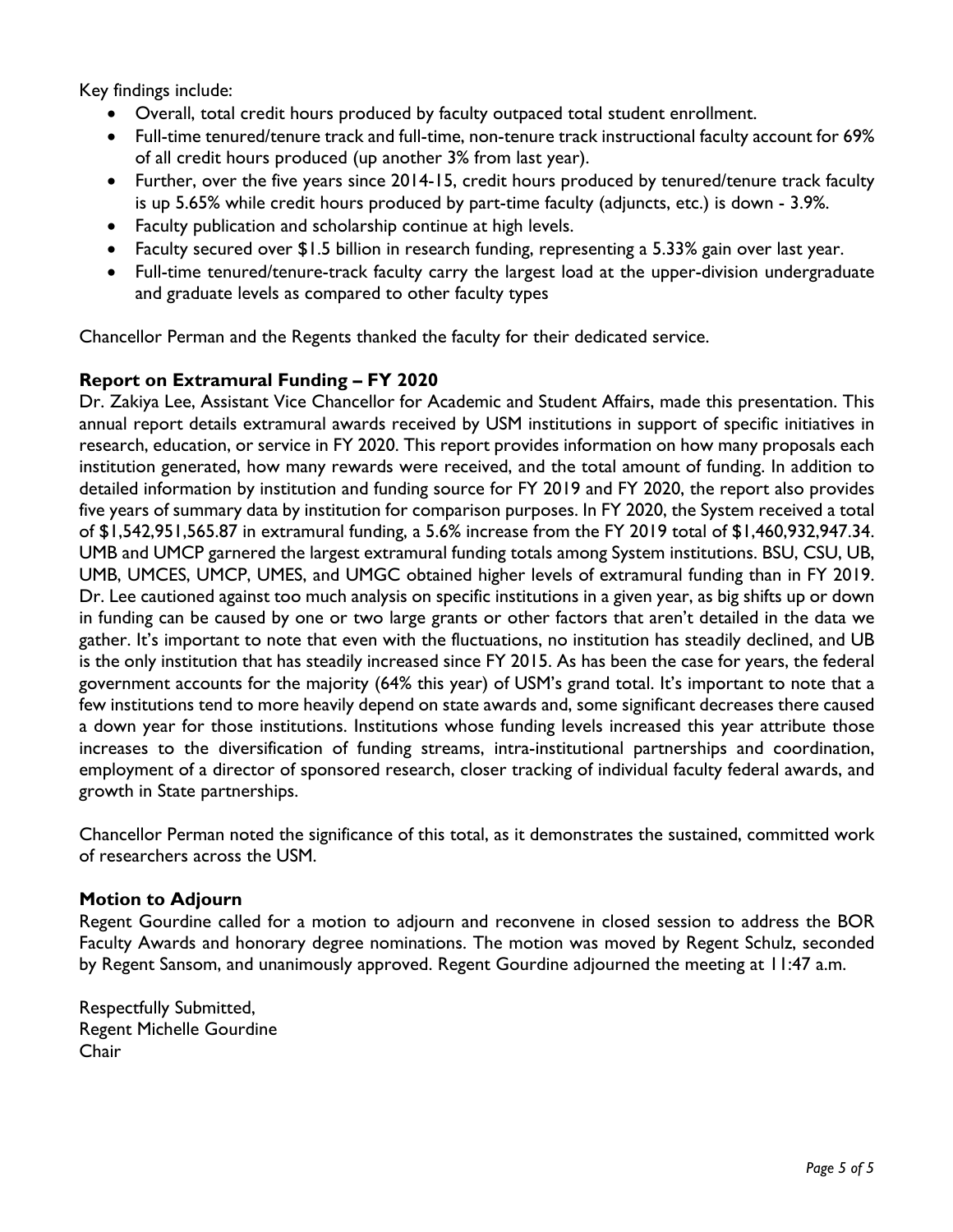Key findings include:

- Overall, total credit hours produced by faculty outpaced total student enrollment.
- Full-time tenured/tenure track and full-time, non-tenure track instructional faculty account for 69% of all credit hours produced (up another 3% from last year).
- Further, over the five years since 2014-15, credit hours produced by tenured/tenure track faculty is up 5.65% while credit hours produced by part-time faculty (adjuncts, etc.) is down - 3.9%.
- Faculty publication and scholarship continue at high levels.
- Faculty secured over $1.5 billion in research funding, representing a 5.33% gain over last year.
- Full-time tenured/tenure-track faculty carry the largest load at the upper-division undergraduate and graduate levels as compared to other faculty types

Chancellor Perman and the Regents thanked the faculty for their dedicated service.

**Report on Extramural Funding – FY 2020**

Dr. Zakiya Lee, Assistant Vice Chancellor for Academic and Student Affairs, made this presentation. This annual report details extramural awards received by USM institutions in support of specific initiatives in research, education, or service in FY 2020. This report provides information on how many proposals each institution generated, how many rewards were received, and the total amount of funding. In addition to detailed information by institution and funding source for FY 2019 and FY 2020, the report also provides five years of summary data by institution for comparison purposes. In FY 2020, the System received a total of $1,542,951,565.87 in extramural funding, a 5.6% increase from the FY 2019 total of $1,460,932,947.34. UMB and UMCP garnered the largest extramural funding totals among System institutions. BSU, CSU, UB, UMB, UMCES, UMCP, UMES, and UMGC obtained higher levels of extramural funding than in FY 2019. Dr. Lee cautioned against too much analysis on specific institutions in a given year, as big shifts up or down in funding can be caused by one or two large grants or other factors that aren't detailed in the data we gather. It's important to note that even with the fluctuations, no institution has steadily declined, and UB is the only institution that has steadily increased since FY 2015. As has been the case for years, the federal government accounts for the majority (64% this year) of USM's grand total. It's important to note that a few institutions tend to more heavily depend on state awards and, some significant decreases there caused a down year for those institutions. Institutions whose funding levels increased this year attribute those increases to the diversification of funding streams, intra-institutional partnerships and coordination, employment of a director of sponsored research, closer tracking of individual faculty federal awards, and growth in State partnerships.

Chancellor Perman noted the significance of this total, as it demonstrates the sustained, committed work of researchers across the USM.

**Motion to Adjourn**

Regent Gourdine called for a motion to adjourn and reconvene in closed session to address the BOR Faculty Awards and honorary degree nominations. The motion was moved by Regent Schulz, seconded by Regent Sansom, and unanimously approved. Regent Gourdine adjourned the meeting at 11:47 a.m.

Respectfully Submitted,
Regent Michelle Gourdine
Chair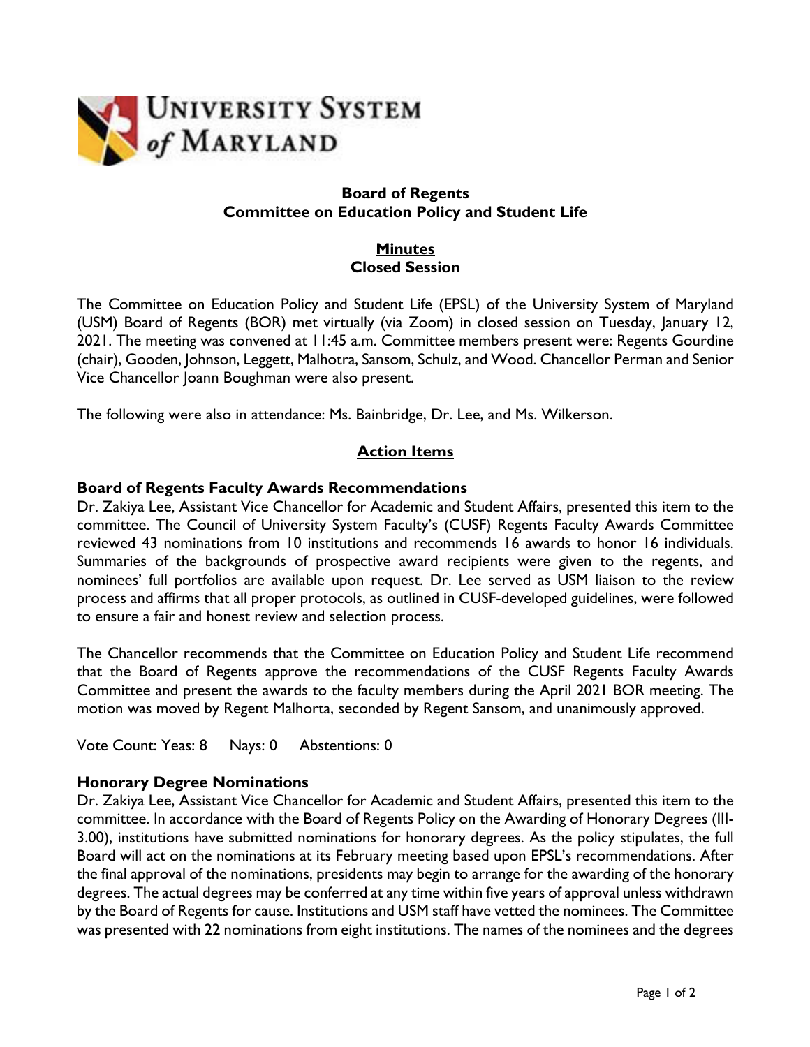# Board of Regents
## Committee on Education Policy and Student Life

### Minutes
### Closed Session

The Committee on Education Policy and Student Life (EPSL) of the University System of Maryland (USM) Board of Regents (BOR) met virtually (via Zoom) in closed session on Tuesday, January 12, 2021. The meeting was convened at 11:45 a.m. Committee members present were: Regents Gourdine (chair), Gooden, Johnson, Leggett, Malhotra, Sansom, Schulz, and Wood. Chancellor Perman and Senior Vice Chancellor Joann Boughman were also present.

The following were also in attendance: Ms. Bainbridge, Dr. Lee, and Ms. Wilkerson.

### Action Items

**Board of Regents Faculty Awards Recommendations**

Dr. Zakiya Lee, Assistant Vice Chancellor for Academic and Student Affairs, presented this item to the committee. The Council of University System Faculty's (CUSF) Regents Faculty Awards Committee reviewed 43 nominations from 10 institutions and recommends 16 awards to honor 16 individuals. Summaries of the backgrounds of prospective award recipients were given to the regents, and nominees' full portfolios are available upon request. Dr. Lee served as USM liaison to the review process and affirms that all proper protocols, as outlined in CUSF-developed guidelines, were followed to ensure a fair and honest review and selection process.

The Chancellor recommends that the Committee on Education Policy and Student Life recommend that the Board of Regents approve the recommendations of the CUSF Regents Faculty Awards Committee and present the awards to the faculty members during the April 2021 BOR meeting. The motion was moved by Regent Malhorta, seconded by Regent Sansom, and unanimously approved.

Vote Count: Yeas: 8 Nays: 0 Abstentions: 0

**Honorary Degree Nominations**

Dr. Zakiya Lee, Assistant Vice Chancellor for Academic and Student Affairs, presented this item to the committee. In accordance with the Board of Regents Policy on the Awarding of Honorary Degrees (III-3.00), institutions have submitted nominations for honorary degrees. As the policy stipulates, the full Board will act on the nominations at its February meeting based upon EPSL's recommendations. After the final approval of the nominations, presidents may begin to arrange for the awarding of the honorary degrees. The actual degrees may be conferred at any time within five years of approval unless withdrawn by the Board of Regents for cause. Institutions and USM staff have vetted the nominees. The Committee was presented with 22 nominations from eight institutions. The names of the nominees and the degrees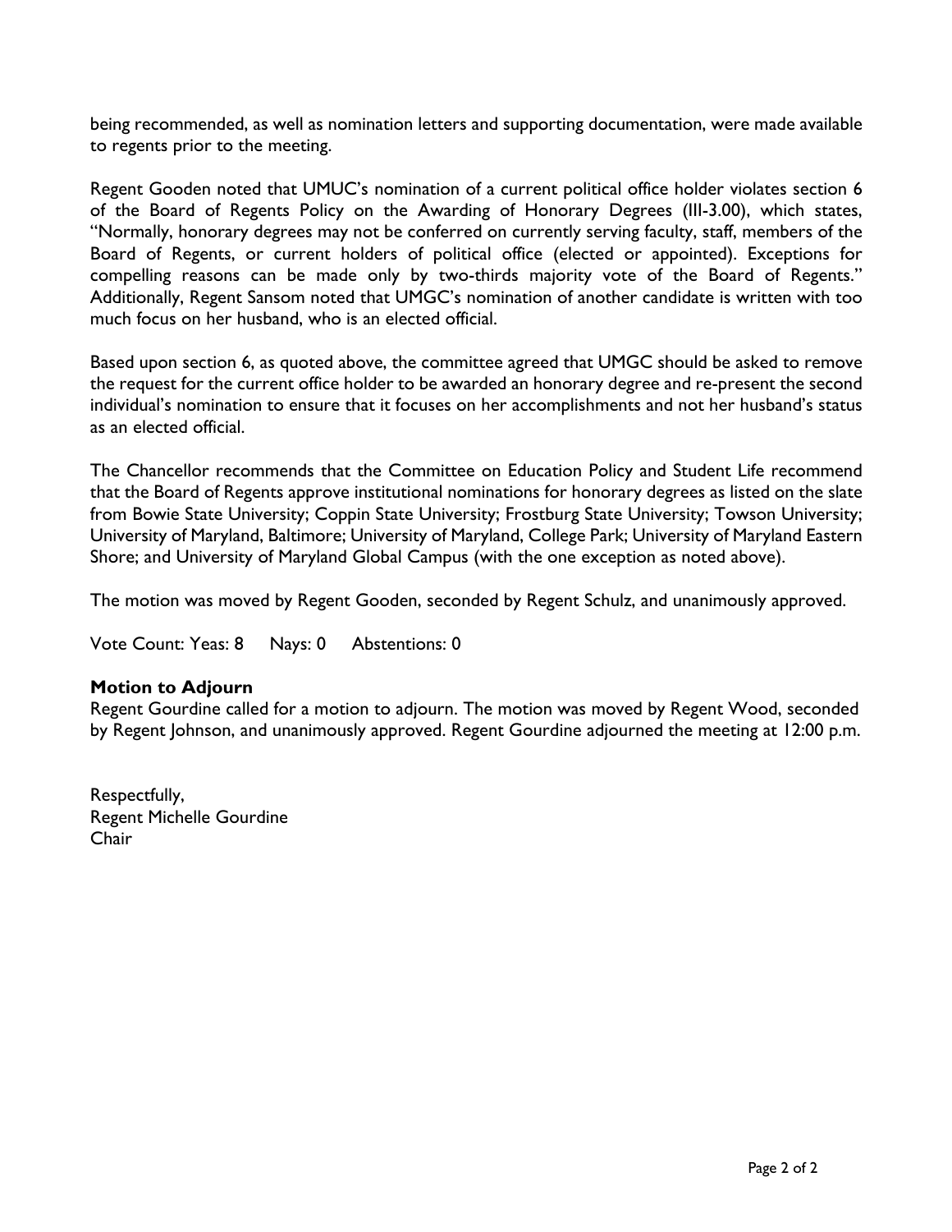being recommended, as well as nomination letters and supporting documentation, were made available to regents prior to the meeting.

Regent Gooden noted that UMUC's nomination of a current political office holder violates section 6 of the Board of Regents Policy on the Awarding of Honorary Degrees (III-3.00), which states, "Normally, honorary degrees may not be conferred on currently serving faculty, staff, members of the Board of Regents, or current holders of political office (elected or appointed). Exceptions for compelling reasons can be made only by two-thirds majority vote of the Board of Regents." Additionally, Regent Sansom noted that UMGC's nomination of another candidate is written with too much focus on her husband, who is an elected official.

Based upon section 6, as quoted above, the committee agreed that UMGC should be asked to remove the request for the current office holder to be awarded an honorary degree and re-present the second individual's nomination to ensure that it focuses on her accomplishments and not her husband's status as an elected official.

The Chancellor recommends that the Committee on Education Policy and Student Life recommend that the Board of Regents approve institutional nominations for honorary degrees as listed on the slate from Bowie State University; Coppin State University; Frostburg State University; Towson University; University of Maryland, Baltimore; University of Maryland, College Park; University of Maryland Eastern Shore; and University of Maryland Global Campus (with the one exception as noted above).

The motion was moved by Regent Gooden, seconded by Regent Schulz, and unanimously approved.

Vote Count: Yeas: 8 Nays: 0 Abstentions: 0

**Motion to Adjourn**

Regent Gourdine called for a motion to adjourn. The motion was moved by Regent Wood, seconded by Regent Johnson, and unanimously approved. Regent Gourdine adjourned the meeting at 12:00 p.m.

Respectfully,
Regent Michelle Gourdine
Chair